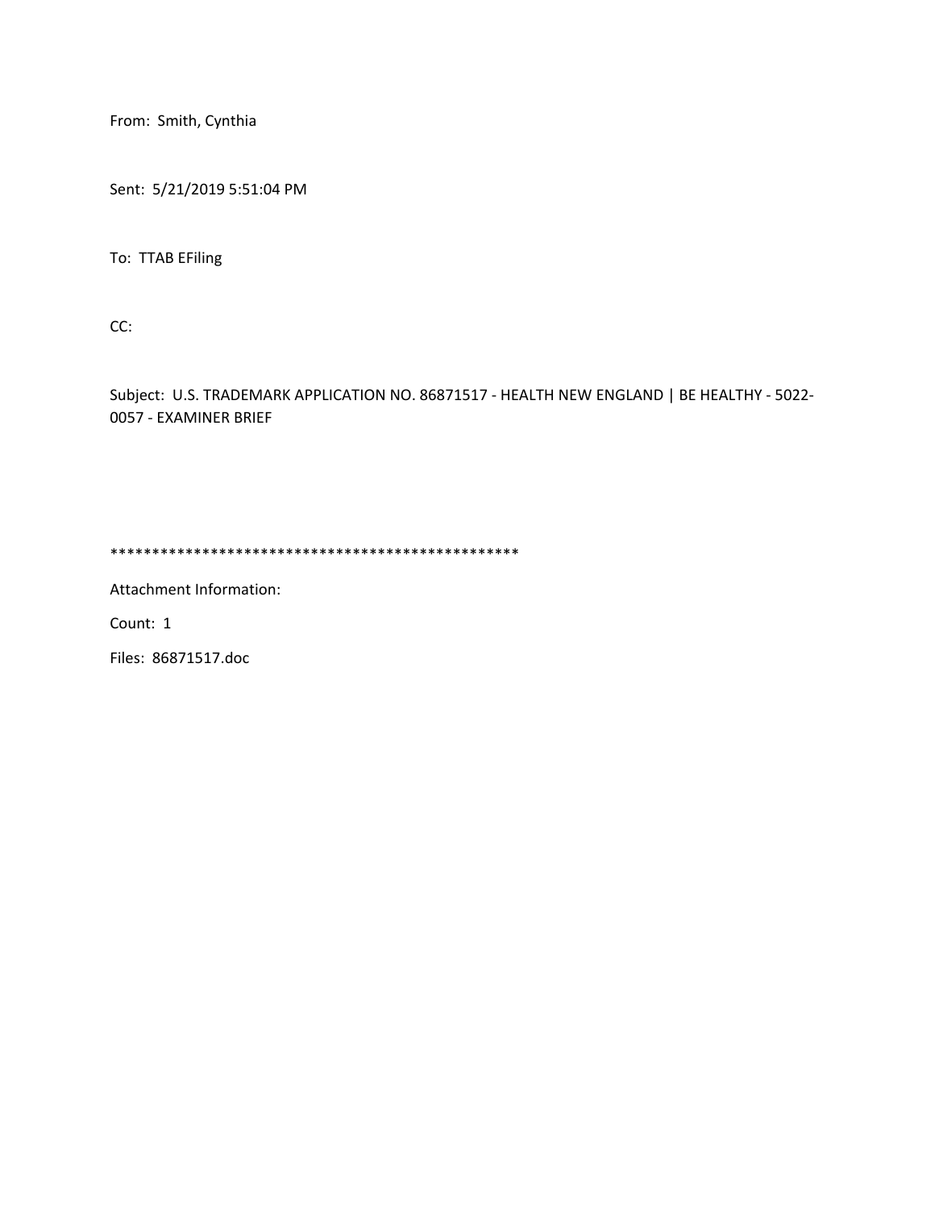From: Smith, Cynthia

Sent: 5/21/2019 5:51:04 PM

To: TTAB EFiling

CC:

Subject: U.S. TRADEMARK APPLICATION NO. 86871517 - HEALTH NEW ENGLAND | BE HEALTHY - 5022-0057 - EXAMINER BRIEF

**************************************************

Attachment Information:

Count: 1

Files: 86871517.doc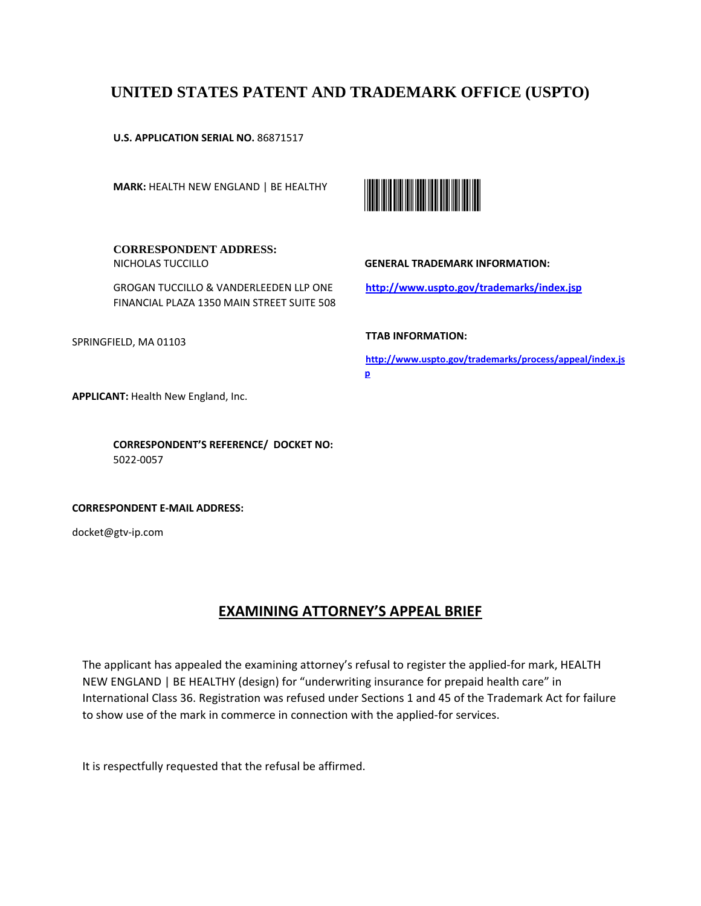# UNITED STATES PATENT AND TRADEMARK OFFICE (USPTO)

**U.S. APPLICATION SERIAL NO.** 86871517

**MARK:** HEALTH NEW ENGLAND | BE HEALTHY

**CORRESPONDENT ADDRESS:**
NICHOLAS TUCCILLO

GROGAN TUCCILLO & VANDERLEEDEN LLP ONE FINANCIAL PLAZA 1350 MAIN STREET SUITE 508

SPRINGFIELD, MA 01103

**GENERAL TRADEMARK INFORMATION:**

http://www.uspto.gov/trademarks/index.jsp

**TTAB INFORMATION:**

http://www.uspto.gov/trademarks/process/appeal/index.jsp

**APPLICANT:** Health New England, Inc.

**CORRESPONDENT'S REFERENCE/ DOCKET NO:**
5022-0057

**CORRESPONDENT E-MAIL ADDRESS:**

docket@gtv-ip.com

## EXAMINING ATTORNEY'S APPEAL BRIEF

The applicant has appealed the examining attorney's refusal to register the applied-for mark, HEALTH NEW ENGLAND | BE HEALTHY (design) for "underwriting insurance for prepaid health care" in International Class 36. Registration was refused under Sections 1 and 45 of the Trademark Act for failure to show use of the mark in commerce in connection with the applied-for services.

It is respectfully requested that the refusal be affirmed.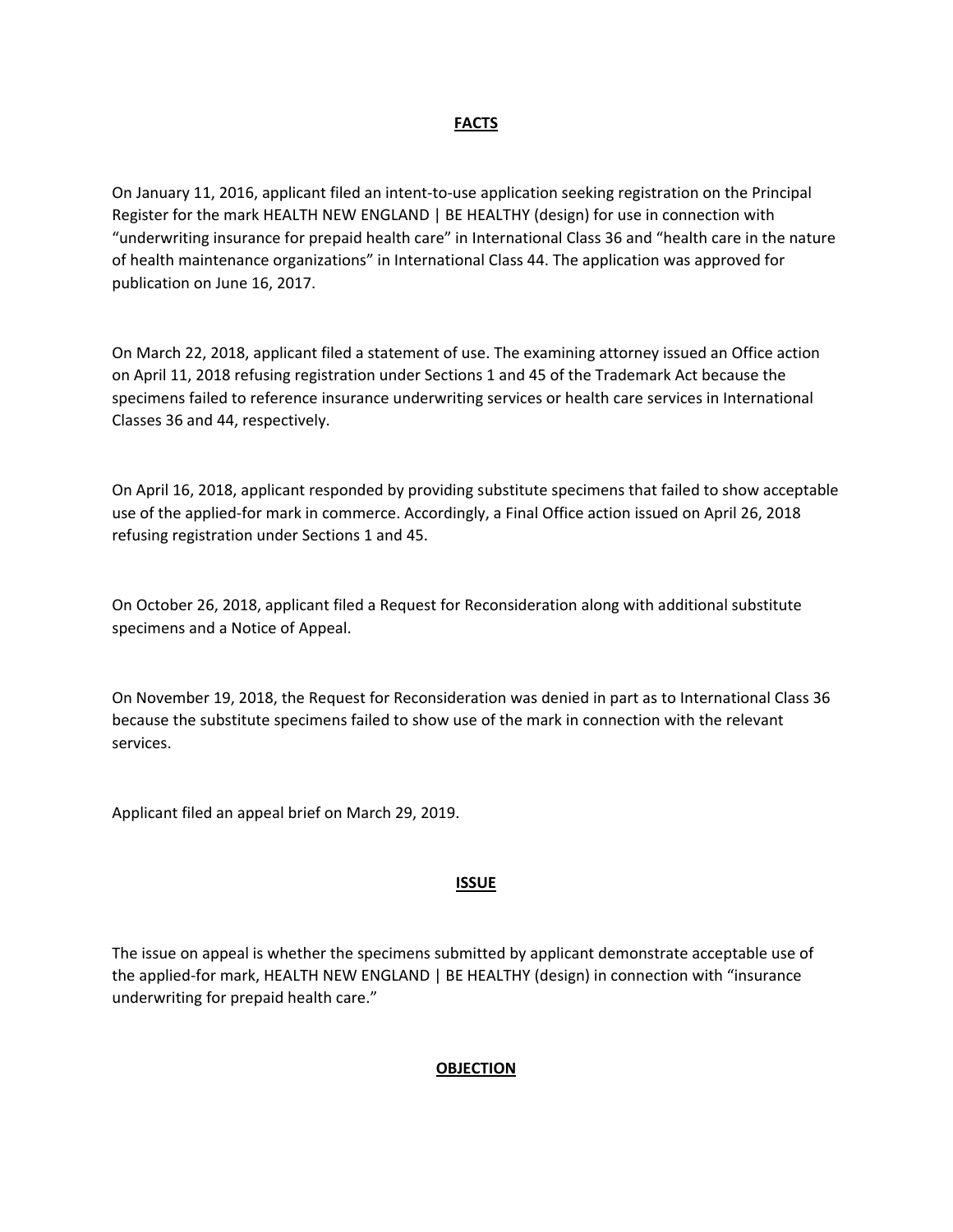## **FACTS**

On January 11, 2016, applicant filed an intent-to-use application seeking registration on the Principal Register for the mark HEALTH NEW ENGLAND | BE HEALTHY (design) for use in connection with "underwriting insurance for prepaid health care" in International Class 36 and "health care in the nature of health maintenance organizations" in International Class 44. The application was approved for publication on June 16, 2017.

On March 22, 2018, applicant filed a statement of use. The examining attorney issued an Office action on April 11, 2018 refusing registration under Sections 1 and 45 of the Trademark Act because the specimens failed to reference insurance underwriting services or health care services in International Classes 36 and 44, respectively.

On April 16, 2018, applicant responded by providing substitute specimens that failed to show acceptable use of the applied-for mark in commerce. Accordingly, a Final Office action issued on April 26, 2018 refusing registration under Sections 1 and 45.

On October 26, 2018, applicant filed a Request for Reconsideration along with additional substitute specimens and a Notice of Appeal.

On November 19, 2018, the Request for Reconsideration was denied in part as to International Class 36 because the substitute specimens failed to show use of the mark in connection with the relevant services.

Applicant filed an appeal brief on March 29, 2019.

## **ISSUE**

The issue on appeal is whether the specimens submitted by applicant demonstrate acceptable use of the applied-for mark, HEALTH NEW ENGLAND | BE HEALTHY (design) in connection with "insurance underwriting for prepaid health care."

## **OBJECTION**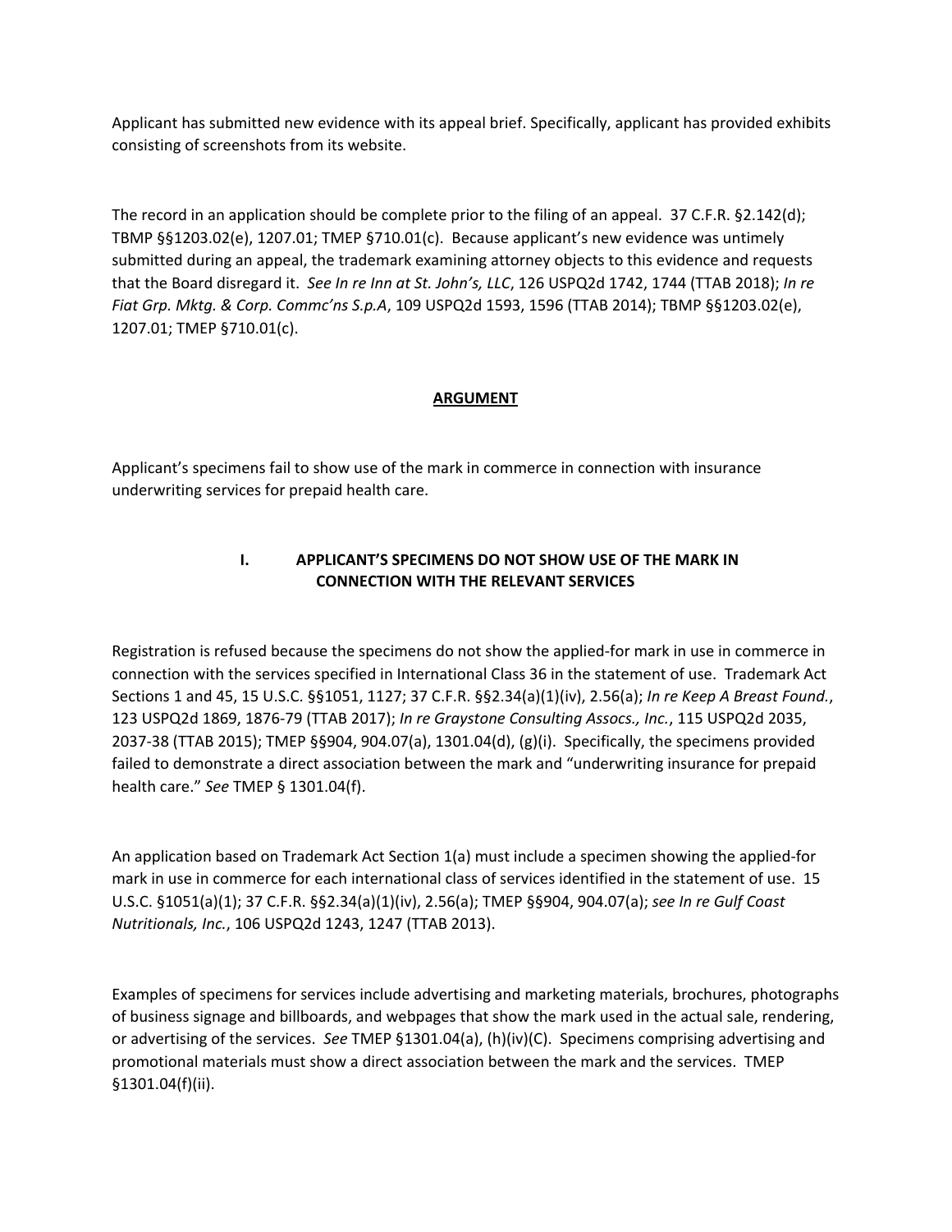Applicant has submitted new evidence with its appeal brief. Specifically, applicant has provided exhibits consisting of screenshots from its website.

The record in an application should be complete prior to the filing of an appeal. 37 C.F.R. §2.142(d); TBMP §§1203.02(e), 1207.01; TMEP §710.01(c). Because applicant's new evidence was untimely submitted during an appeal, the trademark examining attorney objects to this evidence and requests that the Board disregard it. *See In re Inn at St. John's, LLC*, 126 USPQ2d 1742, 1744 (TTAB 2018); *In re Fiat Grp. Mktg. & Corp. Commc'ns S.p.A*, 109 USPQ2d 1593, 1596 (TTAB 2014); TBMP §§1203.02(e), 1207.01; TMEP §710.01(c).

## ARGUMENT

Applicant's specimens fail to show use of the mark in commerce in connection with insurance underwriting services for prepaid health care.

### I. APPLICANT'S SPECIMENS DO NOT SHOW USE OF THE MARK IN CONNECTION WITH THE RELEVANT SERVICES

Registration is refused because the specimens do not show the applied-for mark in use in commerce in connection with the services specified in International Class 36 in the statement of use. Trademark Act Sections 1 and 45, 15 U.S.C. §§1051, 1127; 37 C.F.R. §§2.34(a)(1)(iv), 2.56(a); *In re Keep A Breast Found.*, 123 USPQ2d 1869, 1876-79 (TTAB 2017); *In re Graystone Consulting Assocs., Inc.*, 115 USPQ2d 2035, 2037-38 (TTAB 2015); TMEP §§904, 904.07(a), 1301.04(d), (g)(i). Specifically, the specimens provided failed to demonstrate a direct association between the mark and "underwriting insurance for prepaid health care." *See* TMEP § 1301.04(f).

An application based on Trademark Act Section 1(a) must include a specimen showing the applied-for mark in use in commerce for each international class of services identified in the statement of use. 15 U.S.C. §1051(a)(1); 37 C.F.R. §§2.34(a)(1)(iv), 2.56(a); TMEP §§904, 904.07(a); *see In re Gulf Coast Nutritionals, Inc.*, 106 USPQ2d 1243, 1247 (TTAB 2013).

Examples of specimens for services include advertising and marketing materials, brochures, photographs of business signage and billboards, and webpages that show the mark used in the actual sale, rendering, or advertising of the services. *See* TMEP §1301.04(a), (h)(iv)(C). Specimens comprising advertising and promotional materials must show a direct association between the mark and the services. TMEP §1301.04(f)(ii).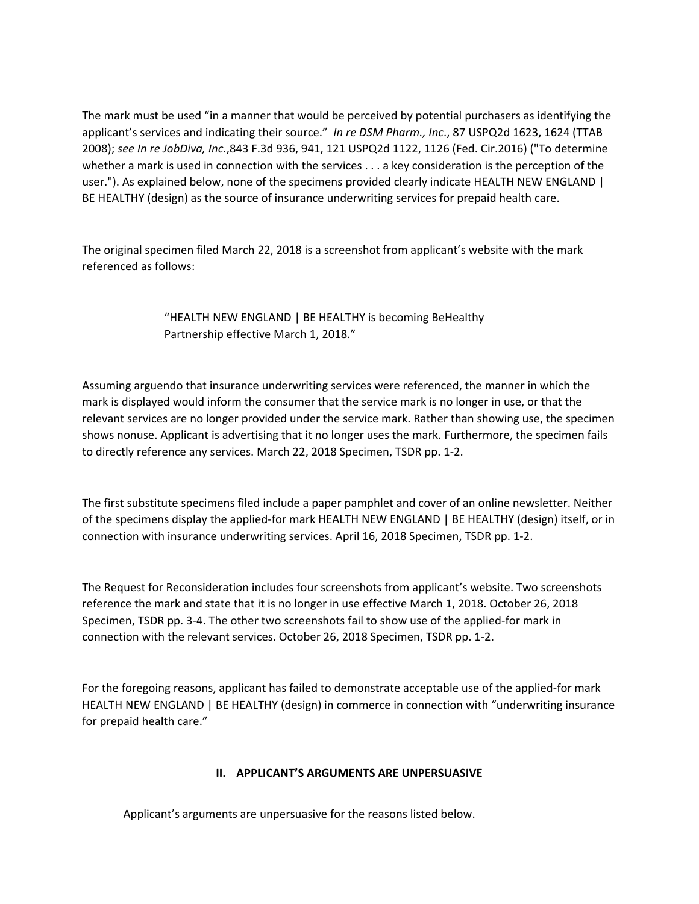The mark must be used "in a manner that would be perceived by potential purchasers as identifying the applicant's services and indicating their source." *In re DSM Pharm., Inc*., 87 USPQ2d 1623, 1624 (TTAB 2008); *see In re JobDiva, Inc.*,843 F.3d 936, 941, 121 USPQ2d 1122, 1126 (Fed. Cir.2016) ("To determine whether a mark is used in connection with the services . . . a key consideration is the perception of the user."). As explained below, none of the specimens provided clearly indicate HEALTH NEW ENGLAND | BE HEALTHY (design) as the source of insurance underwriting services for prepaid health care.

The original specimen filed March 22, 2018 is a screenshot from applicant's website with the mark referenced as follows:

> "HEALTH NEW ENGLAND | BE HEALTHY is becoming BeHealthy Partnership effective March 1, 2018."

Assuming arguendo that insurance underwriting services were referenced, the manner in which the mark is displayed would inform the consumer that the service mark is no longer in use, or that the relevant services are no longer provided under the service mark. Rather than showing use, the specimen shows nonuse. Applicant is advertising that it no longer uses the mark. Furthermore, the specimen fails to directly reference any services. March 22, 2018 Specimen, TSDR pp. 1-2.

The first substitute specimens filed include a paper pamphlet and cover of an online newsletter. Neither of the specimens display the applied-for mark HEALTH NEW ENGLAND | BE HEALTHY (design) itself, or in connection with insurance underwriting services. April 16, 2018 Specimen, TSDR pp. 1-2.

The Request for Reconsideration includes four screenshots from applicant's website. Two screenshots reference the mark and state that it is no longer in use effective March 1, 2018. October 26, 2018 Specimen, TSDR pp. 3-4. The other two screenshots fail to show use of the applied-for mark in connection with the relevant services. October 26, 2018 Specimen, TSDR pp. 1-2.

For the foregoing reasons, applicant has failed to demonstrate acceptable use of the applied-for mark HEALTH NEW ENGLAND | BE HEALTHY (design) in commerce in connection with "underwriting insurance for prepaid health care."

## II. APPLICANT'S ARGUMENTS ARE UNPERSUASIVE

Applicant's arguments are unpersuasive for the reasons listed below.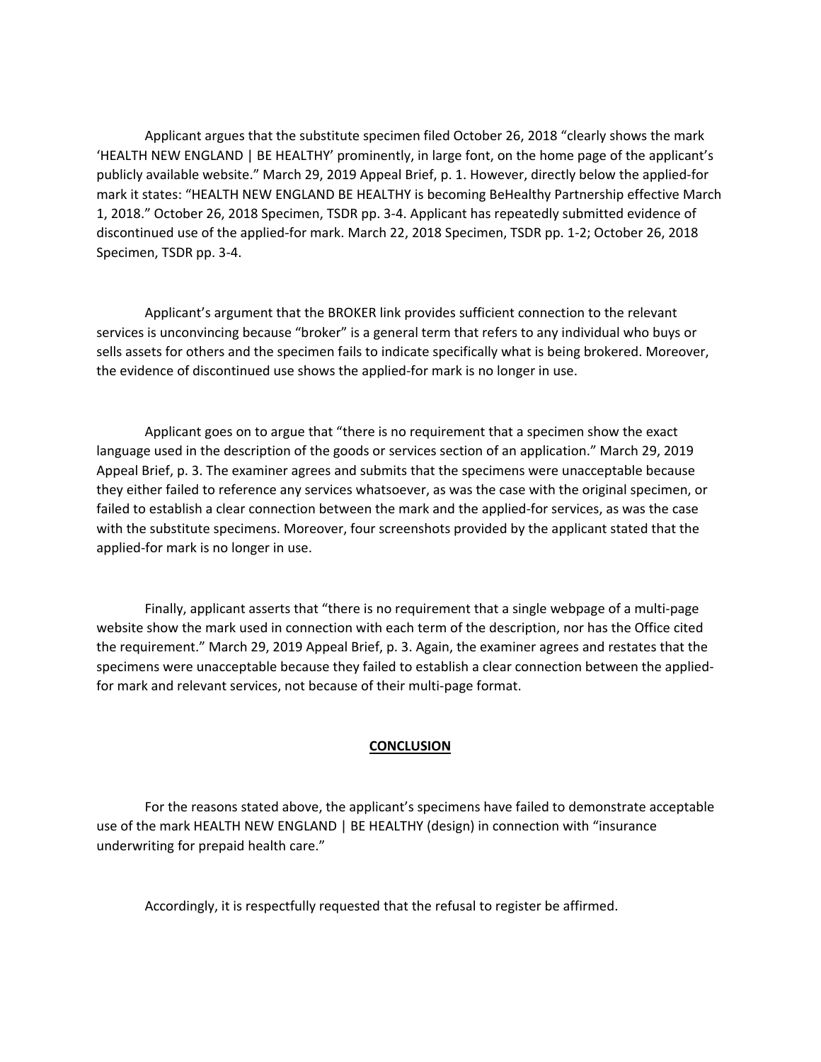Applicant argues that the substitute specimen filed October 26, 2018 "clearly shows the mark 'HEALTH NEW ENGLAND | BE HEALTHY' prominently, in large font, on the home page of the applicant's publicly available website." March 29, 2019 Appeal Brief, p. 1. However, directly below the applied-for mark it states: "HEALTH NEW ENGLAND BE HEALTHY is becoming BeHealthy Partnership effective March 1, 2018." October 26, 2018 Specimen, TSDR pp. 3-4. Applicant has repeatedly submitted evidence of discontinued use of the applied-for mark. March 22, 2018 Specimen, TSDR pp. 1-2; October 26, 2018 Specimen, TSDR pp. 3-4.

Applicant's argument that the BROKER link provides sufficient connection to the relevant services is unconvincing because "broker" is a general term that refers to any individual who buys or sells assets for others and the specimen fails to indicate specifically what is being brokered. Moreover, the evidence of discontinued use shows the applied-for mark is no longer in use.

Applicant goes on to argue that "there is no requirement that a specimen show the exact language used in the description of the goods or services section of an application." March 29, 2019 Appeal Brief, p. 3. The examiner agrees and submits that the specimens were unacceptable because they either failed to reference any services whatsoever, as was the case with the original specimen, or failed to establish a clear connection between the mark and the applied-for services, as was the case with the substitute specimens. Moreover, four screenshots provided by the applicant stated that the applied-for mark is no longer in use.

Finally, applicant asserts that "there is no requirement that a single webpage of a multi-page website show the mark used in connection with each term of the description, nor has the Office cited the requirement." March 29, 2019 Appeal Brief, p. 3. Again, the examiner agrees and restates that the specimens were unacceptable because they failed to establish a clear connection between the applied-for mark and relevant services, not because of their multi-page format.

## CONCLUSION

For the reasons stated above, the applicant's specimens have failed to demonstrate acceptable use of the mark HEALTH NEW ENGLAND | BE HEALTHY (design) in connection with "insurance underwriting for prepaid health care."

Accordingly, it is respectfully requested that the refusal to register be affirmed.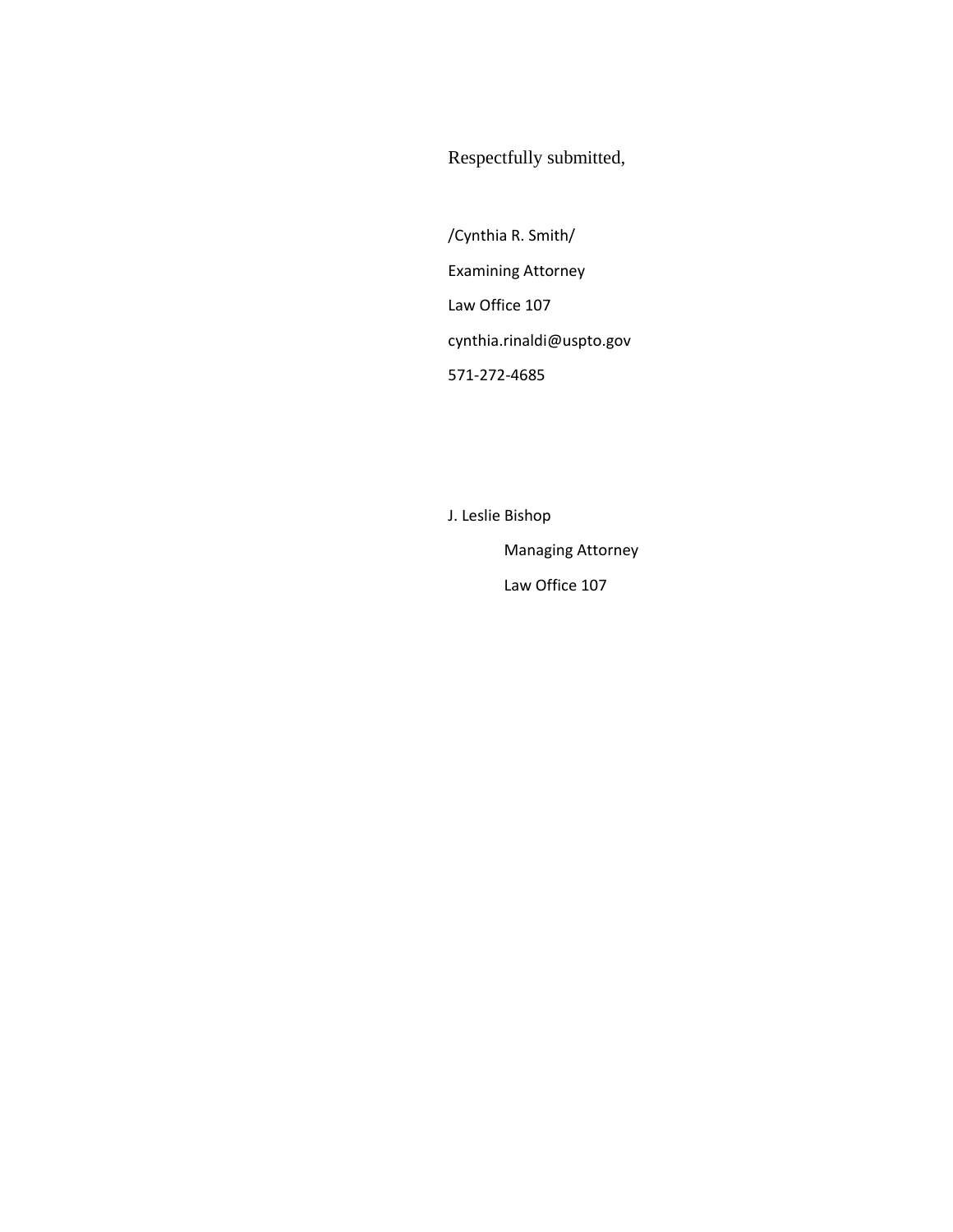Respectfully submitted,

/Cynthia R. Smith/

Examining Attorney

Law Office 107

cynthia.rinaldi@uspto.gov

571-272-4685

J. Leslie Bishop

Managing Attorney

Law Office 107